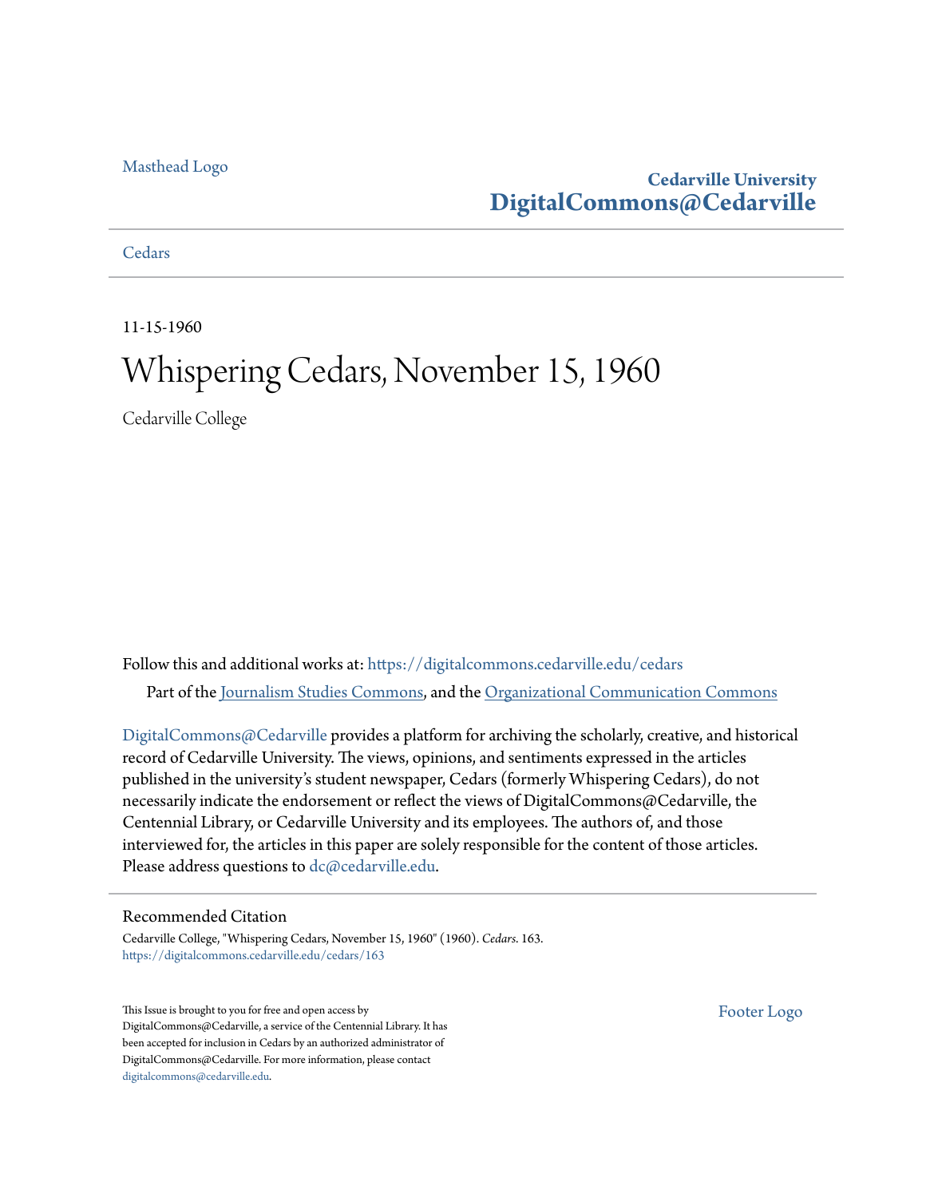Masthead Logo

**Cedarville University**
**DigitalCommons@Cedarville**

Cedars

11-15-1960

# Whispering Cedars, November 15, 1960

Cedarville College

Follow this and additional works at: https://digitalcommons.cedarville.edu/cedars

Part of the Journalism Studies Commons, and the Organizational Communication Commons

DigitalCommons@Cedarville provides a platform for archiving the scholarly, creative, and historical record of Cedarville University. The views, opinions, and sentiments expressed in the articles published in the university's student newspaper, Cedars (formerly Whispering Cedars), do not necessarily indicate the endorsement or reflect the views of DigitalCommons@Cedarville, the Centennial Library, or Cedarville University and its employees. The authors of, and those interviewed for, the articles in this paper are solely responsible for the content of those articles. Please address questions to dc@cedarville.edu.

## Recommended Citation

Cedarville College, "Whispering Cedars, November 15, 1960" (1960). *Cedars*. 163.
https://digitalcommons.cedarville.edu/cedars/163

This Issue is brought to you for free and open access by DigitalCommons@Cedarville, a service of the Centennial Library. It has been accepted for inclusion in Cedars by an authorized administrator of DigitalCommons@Cedarville. For more information, please contact digitalcommons@cedarville.edu.

Footer Logo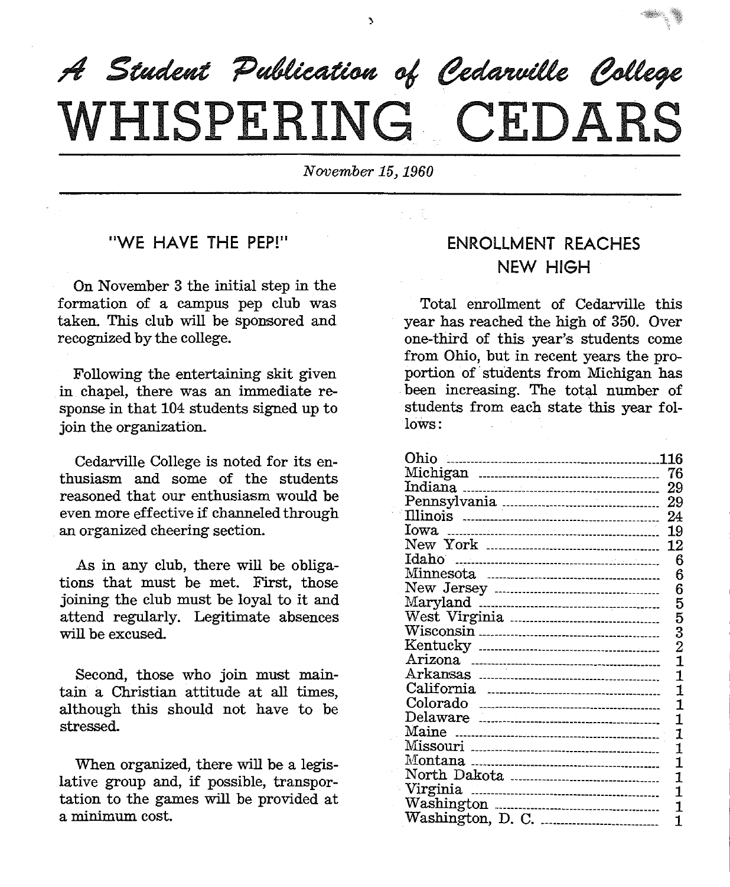*A Student Publication of Cedarville College*

# WHISPERING CEDARS

*November 15, 1960*

## "WE HAVE THE PEP!"

On November 3 the initial step in the formation of a campus pep club was taken. This club will be sponsored and recognized by the college.

Following the entertaining skit given in chapel, there was an immediate response in that 104 students signed up to join the organization.

Cedarville College is noted for its enthusiasm and some of the students reasoned that our enthusiasm would be even more effective if channeled through an organized cheering section.

As in any club, there will be obligations that must be met. First, those joining the club must be loyal to it and attend regularly. Legitimate absences will be excused.

Second, those who join must maintain a Christian attitude at all times, although this should not have to be stressed.

When organized, there will be a legislative group and, if possible, transportation to the games will be provided at a minimum cost.

## ENROLLMENT REACHES NEW HIGH

Total enrollment of Cedarville this year has reached the high of 350. Over one-third of this year's students come from Ohio, but in recent years the proportion of students from Michigan has been increasing. The total number of students from each state this year follows:

| State | Students |
|---|---|
| Ohio | 116 |
| Michigan | 76 |
| Indiana | 29 |
| Pennsylvania | 29 |
| Illinois | 24 |
| Iowa | 19 |
| New York | 12 |
| Idaho | 6 |
| Minnesota | 6 |
| New Jersey | 6 |
| Maryland | 5 |
| West Virginia | 5 |
| Wisconsin | 3 |
| Kentucky | 2 |
| Arizona | 1 |
| Arkansas | 1 |
| California | 1 |
| Colorado | 1 |
| Delaware | 1 |
| Maine | 1 |
| Missouri | 1 |
| Montana | 1 |
| North Dakota | 1 |
| Virginia | 1 |
| Washington | 1 |
| Washington, D. C. | 1 |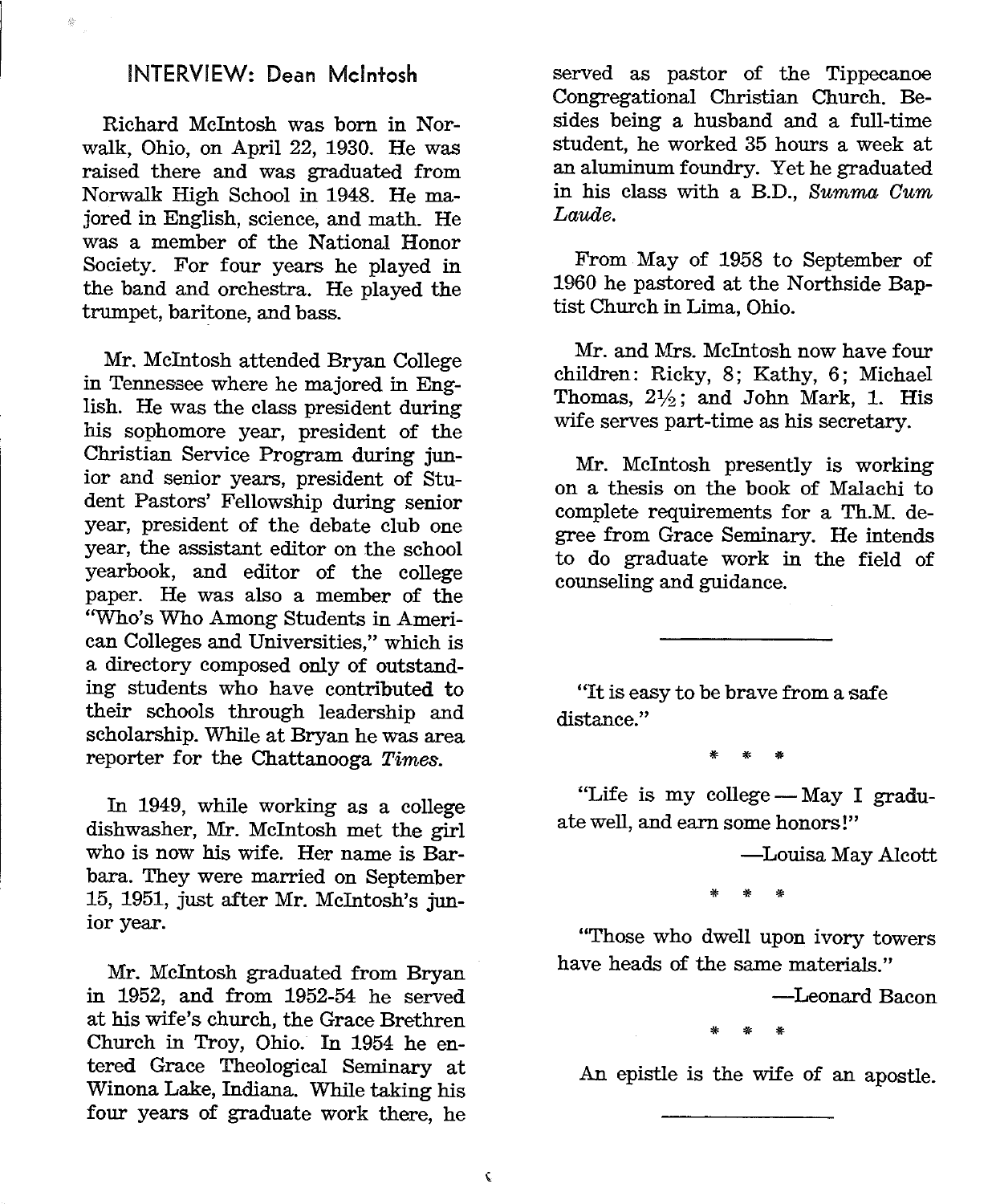## INTERVIEW: Dean McIntosh

Richard McIntosh was born in Norwalk, Ohio, on April 22, 1930. He was raised there and was graduated from Norwalk High School in 1948. He majored in English, science, and math. He was a member of the National Honor Society. For four years he played in the band and orchestra. He played the trumpet, baritone, and bass.

Mr. McIntosh attended Bryan College in Tennessee where he majored in English. He was the class president during his sophomore year, president of the Christian Service Program during junior and senior years, president of Student Pastors' Fellowship during senior year, president of the debate club one year, the assistant editor on the school yearbook, and editor of the college paper. He was also a member of the "Who's Who Among Students in American Colleges and Universities," which is a directory composed only of outstanding students who have contributed to their schools through leadership and scholarship. While at Bryan he was area reporter for the Chattanooga *Times*.

In 1949, while working as a college dishwasher, Mr. McIntosh met the girl who is now his wife. Her name is Barbara. They were married on September 15, 1951, just after Mr. McIntosh's junior year.

Mr. McIntosh graduated from Bryan in 1952, and from 1952-54 he served at his wife's church, the Grace Brethren Church in Troy, Ohio. In 1954 he entered Grace Theological Seminary at Winona Lake, Indiana. While taking his four years of graduate work there, he served as pastor of the Tippecanoe Congregational Christian Church. Besides being a husband and a full-time student, he worked 35 hours a week at an aluminum foundry. Yet he graduated in his class with a B.D., *Summa Cum Laude.*

From May of 1958 to September of 1960 he pastored at the Northside Baptist Church in Lima, Ohio.

Mr. and Mrs. McIntosh now have four children: Ricky, 8; Kathy, 6; Michael Thomas, 2½; and John Mark, 1. His wife serves part-time as his secretary.

Mr. McIntosh presently is working on a thesis on the book of Malachi to complete requirements for a Th.M. degree from Grace Seminary. He intends to do graduate work in the field of counseling and guidance.

---

"It is easy to be brave from a safe distance."

\* \* \*

"Life is my college — May I graduate well, and earn some honors!"

—Louisa May Alcott

\* \* \*

"Those who dwell upon ivory towers have heads of the same materials."

—Leonard Bacon

\* \* \*

An epistle is the wife of an apostle.

---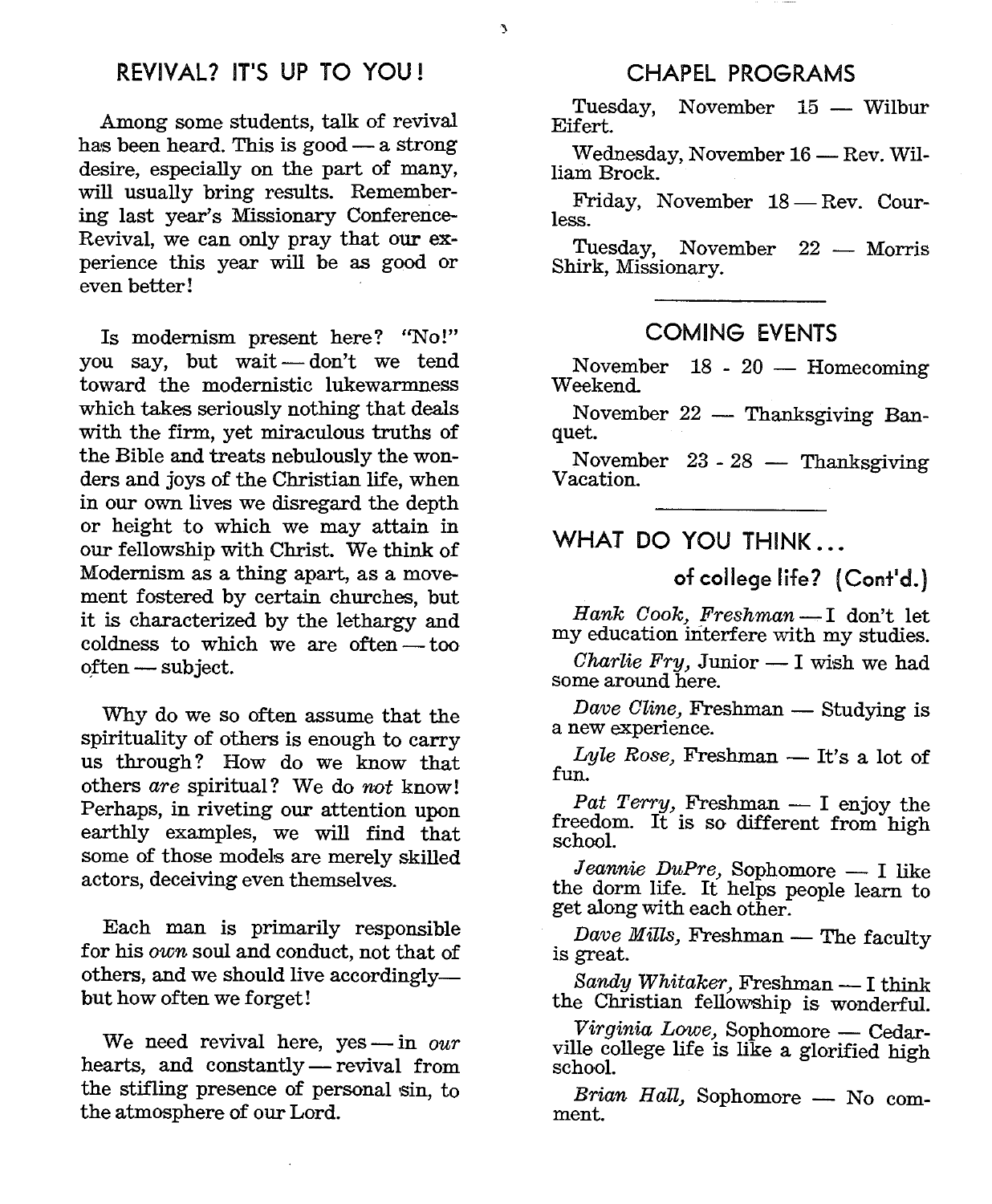## REVIVAL? IT'S UP TO YOU!

Among some students, talk of revival has been heard. This is good — a strong desire, especially on the part of many, will usually bring results. Remembering last year's Missionary Conference-Revival, we can only pray that our experience this year will be as good or even better!

Is modernism present here? "No!" you say, but wait — don't we tend toward the modernistic lukewarmness which takes seriously nothing that deals with the firm, yet miraculous truths of the Bible and treats nebulously the wonders and joys of the Christian life, when in our own lives we disregard the depth or height to which we may attain in our fellowship with Christ. We think of Modernism as a thing apart, as a movement fostered by certain churches, but it is characterized by the lethargy and coldness to which we are often — too often — subject.

Why do we so often assume that the spirituality of others is enough to carry us through? How do we know that others *are* spiritual? We do *not* know! Perhaps, in riveting our attention upon earthly examples, we will find that some of those models are merely skilled actors, deceiving even themselves.

Each man is primarily responsible for his *own* soul and conduct, not that of others, and we should live accordingly— but how often we forget!

We need revival here, yes — in *our* hearts, and constantly — revival from the stifling presence of personal sin, to the atmosphere of our Lord.

## CHAPEL PROGRAMS

Tuesday, November 15 — Wilbur Eifert.

Wednesday, November 16 — Rev. William Brock.

Friday, November 18 — Rev. Courless.

Tuesday, November 22 — Morris Shirk, Missionary.

## COMING EVENTS

November 18 - 20 — Homecoming Weekend.

November 22 — Thanksgiving Banquet.

November 23 - 28 — Thanksgiving Vacation.

## WHAT DO YOU THINK...

### of college life? (Cont'd.)

*Hank Cook, Freshman* — I don't let my education interfere with my studies.

*Charlie Fry,* Junior — I wish we had some around here.

*Dave Cline,* Freshman — Studying is a new experience.

*Lyle Rose,* Freshman — It's a lot of fun.

*Pat Terry,* Freshman — I enjoy the freedom. It is so different from high school.

*Jeannie DuPre,* Sophomore — I like the dorm life. It helps people learn to get along with each other.

*Dave Mills,* Freshman — The faculty is great.

*Sandy Whitaker,* Freshman — I think the Christian fellowship is wonderful.

*Virginia Lowe,* Sophomore — Cedarville college life is like a glorified high school.

*Brian Hall,* Sophomore — No comment.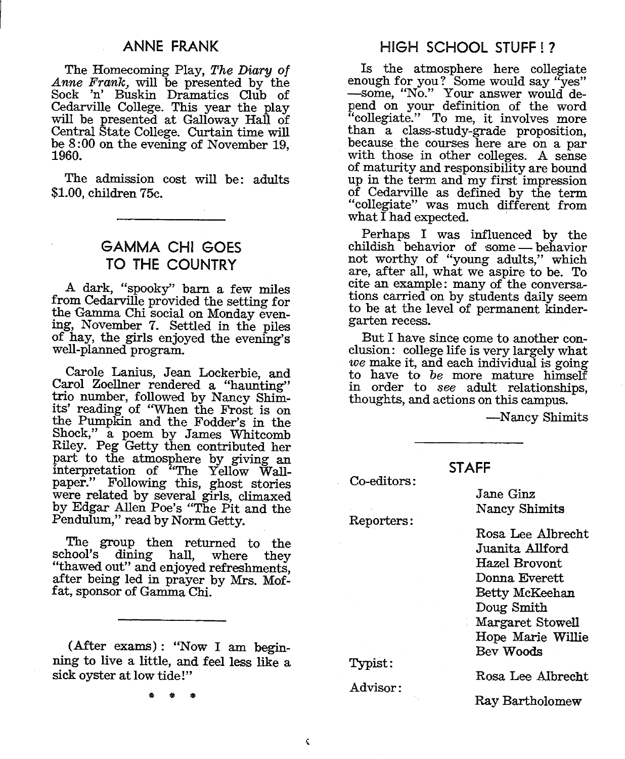## ANNE FRANK

The Homecoming Play, *The Diary of Anne Frank,* will be presented by the Sock 'n' Buskin Dramatics Club of Cedarville College. This year the play will be presented at Galloway Hall of Central State College. Curtain time will be 8:00 on the evening of November 19, 1960.

The admission cost will be: adults $1.00, children 75c.

---

## GAMMA CHI GOES TO THE COUNTRY

A dark, "spooky" barn a few miles from Cedarville provided the setting for the Gamma Chi social on Monday evening, November 7. Settled in the piles of hay, the girls enjoyed the evening's well-planned program.

Carole Lanius, Jean Lockerbie, and Carol Zoellner rendered a "haunting" trio number, followed by Nancy Shimits' reading of "When the Frost is on the Pumpkin and the Fodder's in the Shock," a poem by James Whitcomb Riley. Peg Getty then contributed her part to the atmosphere by giving an interpretation of "The Yellow Wallpaper." Following this, ghost stories were related by several girls, climaxed by Edgar Allen Poe's "The Pit and the Pendulum," read by Norm Getty.

The group then returned to the school's dining hall, where they "thawed out" and enjoyed refreshments, after being led in prayer by Mrs. Moffat, sponsor of Gamma Chi.

---

(After exams): "Now I am beginning to live a little, and feel less like a sick oyster at low tide!"

\* \* \*

## HIGH SCHOOL STUFF ! ?

Is the atmosphere here collegiate enough for you? Some would say "yes" —some, "No." Your answer would depend on your definition of the word "collegiate." To me, it involves more than a class-study-grade proposition, because the courses here are on a par with those in other colleges. A sense of maturity and responsibility are bound up in the term and my first impression of Cedarville as defined by the term "collegiate" was much different from what I had expected.

Perhaps I was influenced by the childish behavior of some — behavior not worthy of "young adults," which are, after all, what we aspire to be. To cite an example: many of the conversations carried on by students daily seem to be at the level of permanent kindergarten recess.

But I have since come to another conclusion: college life is very largely what *we* make it, and each individual is going to have to *be* more mature himself in order to *see* adult relationships, thoughts, and actions on this campus.

—Nancy Shimits

---

## STAFF

Co-editors:
Jane Ginz
Nancy Shimits

Reporters:
Rosa Lee Albrecht
Juanita Allford
Hazel Brovont
Donna Everett
Betty McKeehan
Doug Smith
Margaret Stowell
Hope Marie Willie
Bev Woods

Typist:
Rosa Lee Albrecht

Advisor:
Ray Bartholomew